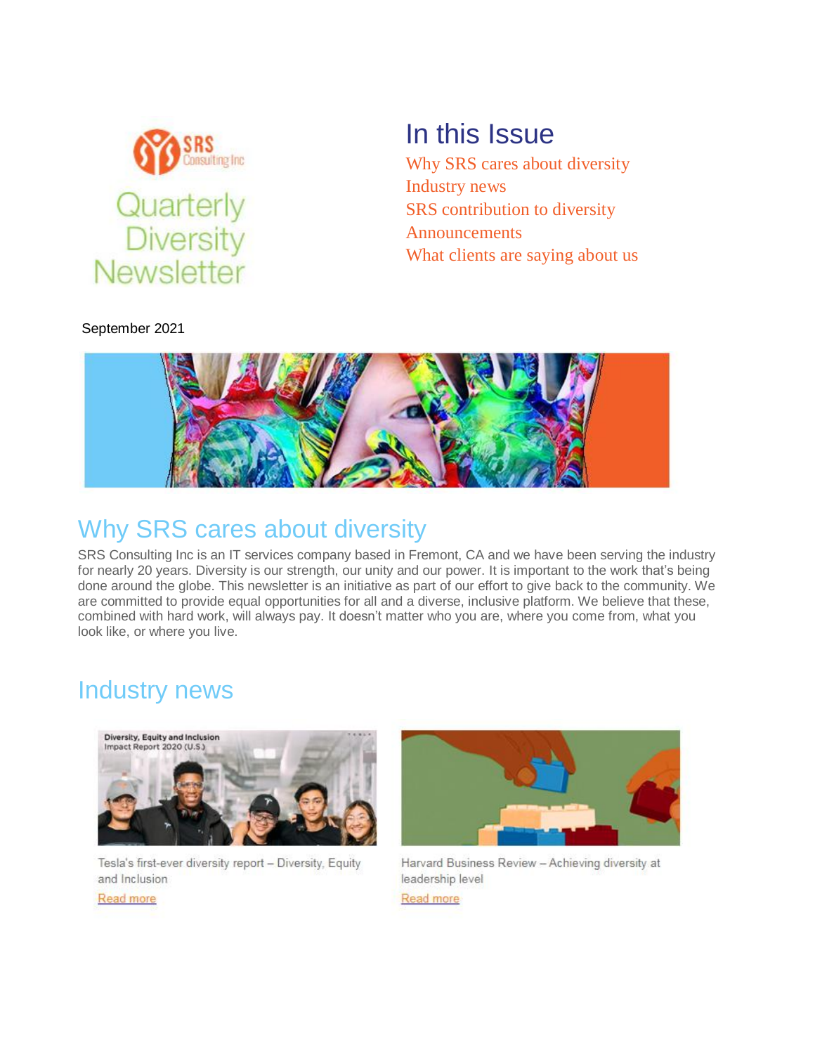SRS Consulting Inc

Quarterly Diversity Newsletter

## In this Issue

Why SRS cares about diversity
Industry news
SRS contribution to diversity
Announcements
What clients are saying about us

September 2021

## Why SRS cares about diversity

SRS Consulting Inc is an IT services company based in Fremont, CA and we have been serving the industry for nearly 20 years. Diversity is our strength, our unity and our power. It is important to the work that's being done around the globe. This newsletter is an initiative as part of our effort to give back to the community. We are committed to provide equal opportunities for all and a diverse, inclusive platform. We believe that these, combined with hard work, will always pay. It doesn't matter who you are, where you come from, what you look like, or where you live.

## Industry news

Tesla's first-ever diversity report – Diversity, Equity and Inclusion

Read more

Harvard Business Review – Achieving diversity at leadership level

Read more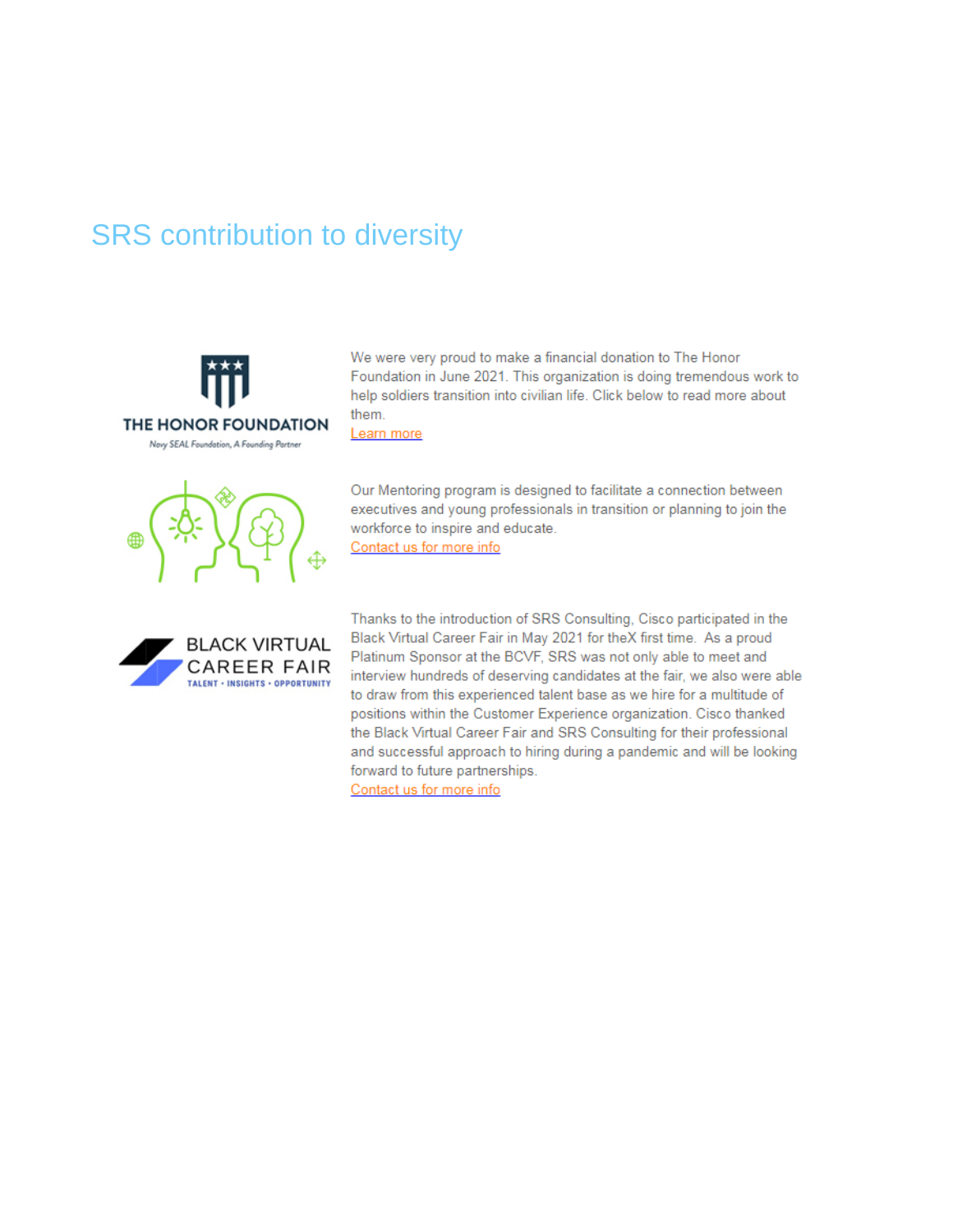# SRS contribution to diversity

THE HONOR FOUNDATION

Navy SEAL Foundation, A Founding Partner

We were very proud to make a financial donation to The Honor Foundation in June 2021. This organization is doing tremendous work to help soldiers transition into civilian life. Click below to read more about them.

Learn more

Our Mentoring program is designed to facilitate a connection between executives and young professionals in transition or planning to join the workforce to inspire and educate.

Contact us for more info

BLACK VIRTUAL CAREER FAIR

TALENT • INSIGHTS • OPPORTUNITY

Thanks to the introduction of SRS Consulting, Cisco participated in the Black Virtual Career Fair in May 2021 for theX first time. As a proud Platinum Sponsor at the BCVF, SRS was not only able to meet and interview hundreds of deserving candidates at the fair, we also were able to draw from this experienced talent base as we hire for a multitude of positions within the Customer Experience organization. Cisco thanked the Black Virtual Career Fair and SRS Consulting for their professional and successful approach to hiring during a pandemic and will be looking forward to future partnerships.

Contact us for more info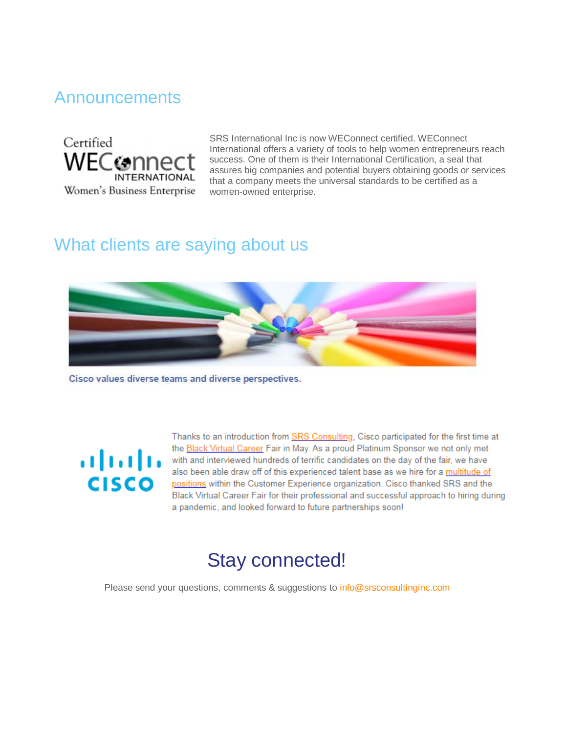## Announcements

Certified WEConnect INTERNATIONAL Women's Business Enterprise

SRS International Inc is now WEConnect certified. WEConnect International offers a variety of tools to help women entrepreneurs reach success. One of them is their International Certification, a seal that assures big companies and potential buyers obtaining goods or services that a company meets the universal standards to be certified as a women-owned enterprise.

## What clients are saying about us

**Cisco values diverse teams and diverse perspectives.**

CISCO

Thanks to an introduction from SRS Consulting, Cisco participated for the first time at the Black Virtual Career Fair in May. As a proud Platinum Sponsor we not only met with and interviewed hundreds of terrific candidates on the day of the fair, we have also been able draw off of this experienced talent base as we hire for a multitude of positions within the Customer Experience organization. Cisco thanked SRS and the Black Virtual Career Fair for their professional and successful approach to hiring during a pandemic, and looked forward to future partnerships soon!

## Stay connected!

Please send your questions, comments & suggestions to info@srsconsultinginc.com